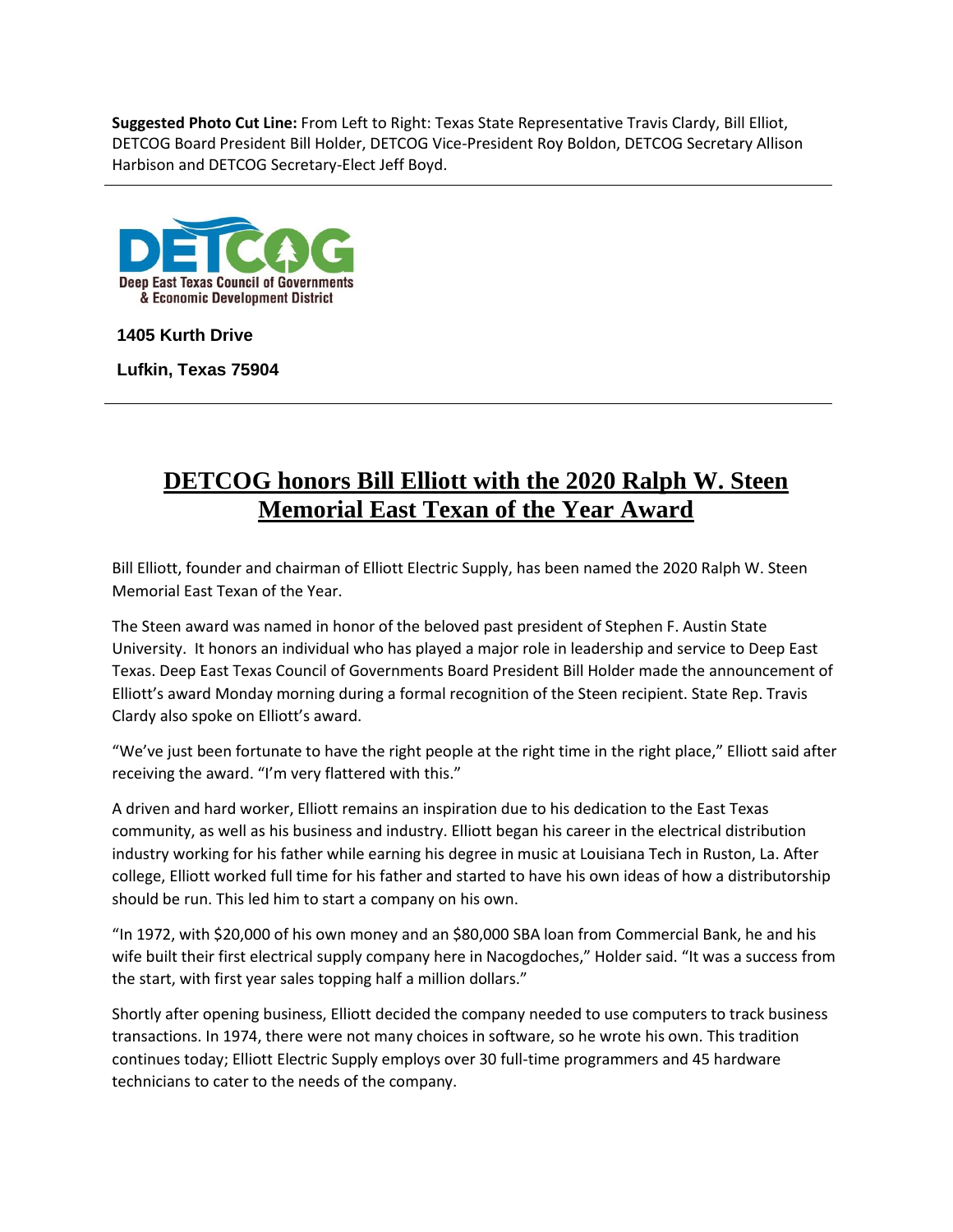**Suggested Photo Cut Line:** From Left to Right: Texas State Representative Travis Clardy, Bill Elliot, DETCOG Board President Bill Holder, DETCOG Vice-President Roy Boldon, DETCOG Secretary Allison Harbison and DETCOG Secretary-Elect Jeff Boyd.

---

DETCOG
Deep East Texas Council of Governments
& Economic Development District

**1405 Kurth Drive**

**Lufkin, Texas 75904**

---

# DETCOG honors Bill Elliott with the 2020 Ralph W. Steen Memorial East Texan of the Year Award

Bill Elliott, founder and chairman of Elliott Electric Supply, has been named the 2020 Ralph W. Steen Memorial East Texan of the Year.

The Steen award was named in honor of the beloved past president of Stephen F. Austin State University. It honors an individual who has played a major role in leadership and service to Deep East Texas. Deep East Texas Council of Governments Board President Bill Holder made the announcement of Elliott's award Monday morning during a formal recognition of the Steen recipient. State Rep. Travis Clardy also spoke on Elliott's award.

"We've just been fortunate to have the right people at the right time in the right place," Elliott said after receiving the award. "I'm very flattered with this."

A driven and hard worker, Elliott remains an inspiration due to his dedication to the East Texas community, as well as his business and industry. Elliott began his career in the electrical distribution industry working for his father while earning his degree in music at Louisiana Tech in Ruston, La. After college, Elliott worked full time for his father and started to have his own ideas of how a distributorship should be run. This led him to start a company on his own.

"In 1972, with $20,000 of his own money and an $80,000 SBA loan from Commercial Bank, he and his wife built their first electrical supply company here in Nacogdoches," Holder said. "It was a success from the start, with first year sales topping half a million dollars."

Shortly after opening business, Elliott decided the company needed to use computers to track business transactions. In 1974, there were not many choices in software, so he wrote his own. This tradition continues today; Elliott Electric Supply employs over 30 full-time programmers and 45 hardware technicians to cater to the needs of the company.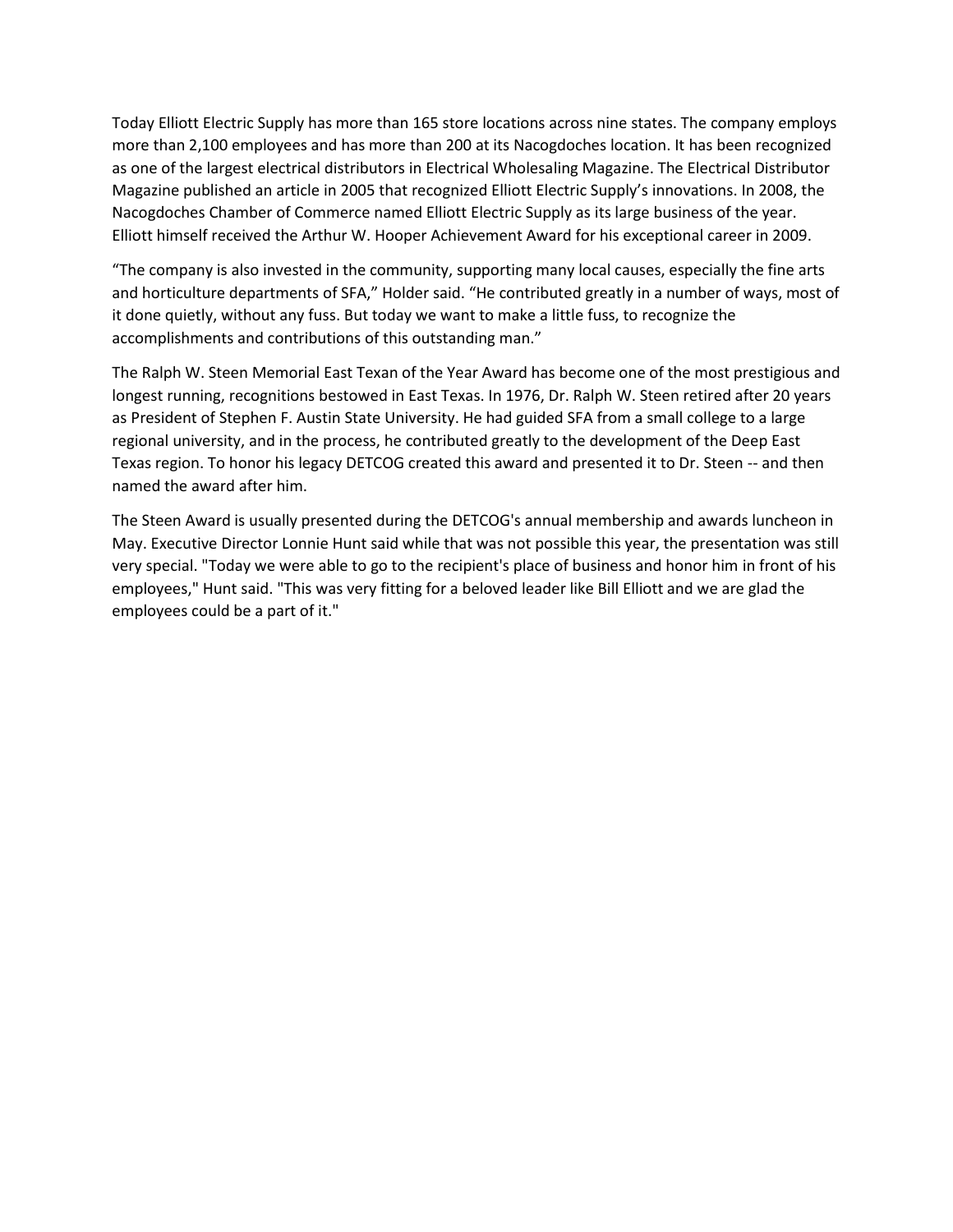Today Elliott Electric Supply has more than 165 store locations across nine states. The company employs more than 2,100 employees and has more than 200 at its Nacogdoches location. It has been recognized as one of the largest electrical distributors in Electrical Wholesaling Magazine. The Electrical Distributor Magazine published an article in 2005 that recognized Elliott Electric Supply's innovations. In 2008, the Nacogdoches Chamber of Commerce named Elliott Electric Supply as its large business of the year. Elliott himself received the Arthur W. Hooper Achievement Award for his exceptional career in 2009.

"The company is also invested in the community, supporting many local causes, especially the fine arts and horticulture departments of SFA," Holder said. "He contributed greatly in a number of ways, most of it done quietly, without any fuss. But today we want to make a little fuss, to recognize the accomplishments and contributions of this outstanding man."

The Ralph W. Steen Memorial East Texan of the Year Award has become one of the most prestigious and longest running, recognitions bestowed in East Texas. In 1976, Dr. Ralph W. Steen retired after 20 years as President of Stephen F. Austin State University. He had guided SFA from a small college to a large regional university, and in the process, he contributed greatly to the development of the Deep East Texas region. To honor his legacy DETCOG created this award and presented it to Dr. Steen -- and then named the award after him.

The Steen Award is usually presented during the DETCOG's annual membership and awards luncheon in May. Executive Director Lonnie Hunt said while that was not possible this year, the presentation was still very special. "Today we were able to go to the recipient's place of business and honor him in front of his employees," Hunt said. "This was very fitting for a beloved leader like Bill Elliott and we are glad the employees could be a part of it."